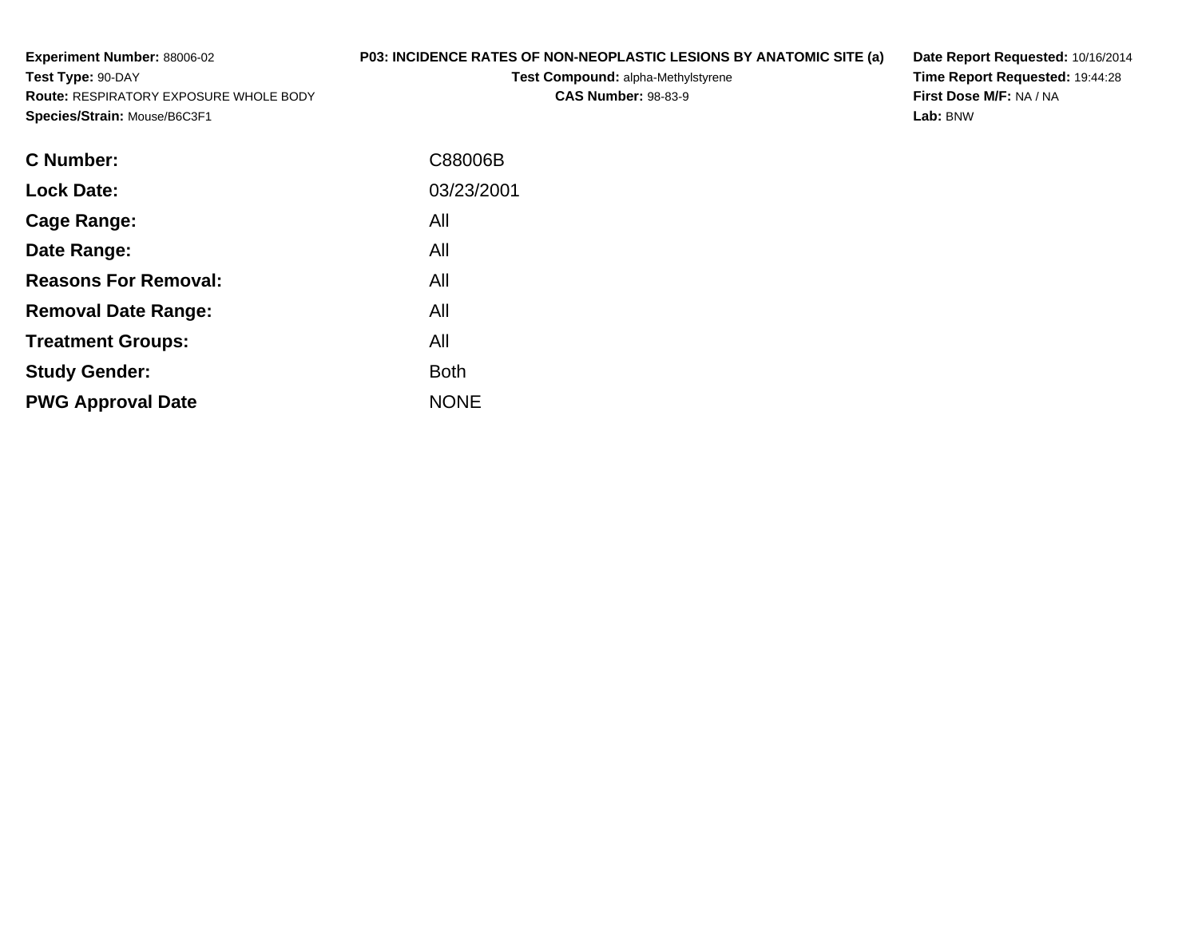**Experiment Number:** 88006-02
**Test Type:** 90-DAY
**Route:** RESPIRATORY EXPOSURE WHOLE BODY
**Species/Strain:** Mouse/B6C3F1

**P03: INCIDENCE RATES OF NON-NEOPLASTIC LESIONS BY ANATOMIC SITE (a)**
**Test Compound:** alpha-Methylstyrene
**CAS Number:** 98-83-9

**Date Report Requested:** 10/16/2014
**Time Report Requested:** 19:44:28
**First Dose M/F:** NA / NA
**Lab:** BNW

| | |
|---|---|
| **C Number:** | C88006B |
| **Lock Date:** | 03/23/2001 |
| **Cage Range:** | All |
| **Date Range:** | All |
| **Reasons For Removal:** | All |
| **Removal Date Range:** | All |
| **Treatment Groups:** | All |
| **Study Gender:** | Both |
| **PWG Approval Date** | NONE |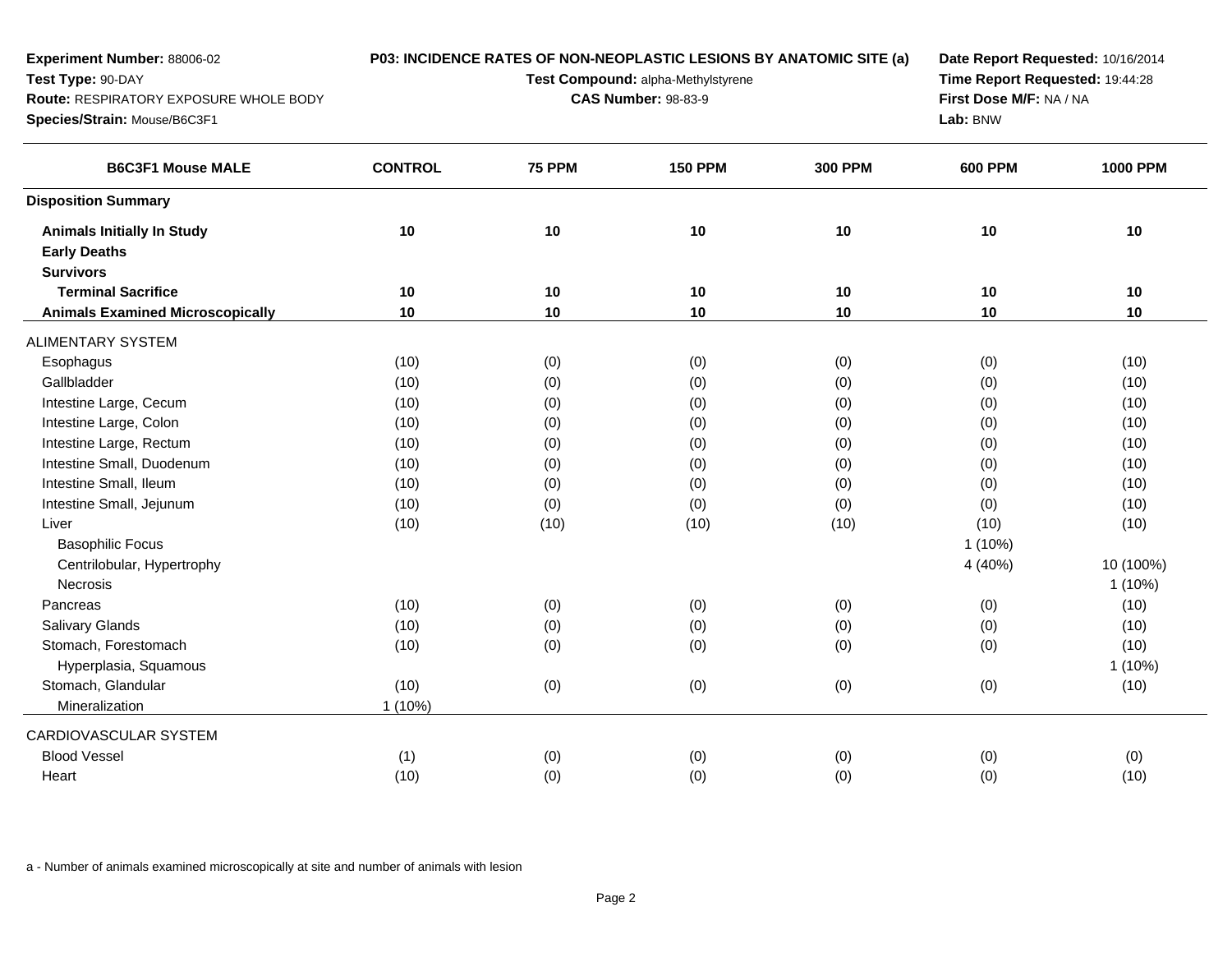**Experiment Number:** 88006-02
**Test Type:** 90-DAY
**Route:** RESPIRATORY EXPOSURE WHOLE BODY
**Species/Strain:** Mouse/B6C3F1

**P03: INCIDENCE RATES OF NON-NEOPLASTIC LESIONS BY ANATOMIC SITE (a)**
**Test Compound:** alpha-Methylstyrene
**CAS Number:** 98-83-9

**Date Report Requested:** 10/16/2014
**Time Report Requested:** 19:44:28
**First Dose M/F:** NA / NA
**Lab:** BNW

| B6C3F1 Mouse MALE | CONTROL | 75 PPM | 150 PPM | 300 PPM | 600 PPM | 1000 PPM |
|---|---|---|---|---|---|---|
| **Disposition Summary** | | | | | | |
| **Animals Initially In Study** | **10** | **10** | **10** | **10** | **10** | **10** |
| **Early Deaths** | | | | | | |
| **Survivors** | | | | | | |
| **Terminal Sacrifice** | **10** | **10** | **10** | **10** | **10** | **10** |
| **Animals Examined Microscopically** | **10** | **10** | **10** | **10** | **10** | **10** |
| ALIMENTARY SYSTEM | | | | | | |
| Esophagus | (10) | (0) | (0) | (0) | (0) | (10) |
| Gallbladder | (10) | (0) | (0) | (0) | (0) | (10) |
| Intestine Large, Cecum | (10) | (0) | (0) | (0) | (0) | (10) |
| Intestine Large, Colon | (10) | (0) | (0) | (0) | (0) | (10) |
| Intestine Large, Rectum | (10) | (0) | (0) | (0) | (0) | (10) |
| Intestine Small, Duodenum | (10) | (0) | (0) | (0) | (0) | (10) |
| Intestine Small, Ileum | (10) | (0) | (0) | (0) | (0) | (10) |
| Intestine Small, Jejunum | (10) | (0) | (0) | (0) | (0) | (10) |
| Liver | (10) | (10) | (10) | (10) | (10) | (10) |
| Basophilic Focus | | | | | 1 (10%) | |
| Centrilobular, Hypertrophy | | | | | 4 (40%) | 10 (100%) |
| Necrosis | | | | | | 1 (10%) |
| Pancreas | (10) | (0) | (0) | (0) | (0) | (10) |
| Salivary Glands | (10) | (0) | (0) | (0) | (0) | (10) |
| Stomach, Forestomach | (10) | (0) | (0) | (0) | (0) | (10) |
| Hyperplasia, Squamous | | | | | | 1 (10%) |
| Stomach, Glandular | (10) | (0) | (0) | (0) | (0) | (10) |
| Mineralization | 1 (10%) | | | | | |
| CARDIOVASCULAR SYSTEM | | | | | | |
| Blood Vessel | (1) | (0) | (0) | (0) | (0) | (0) |
| Heart | (10) | (0) | (0) | (0) | (0) | (10) |

a - Number of animals examined microscopically at site and number of animals with lesion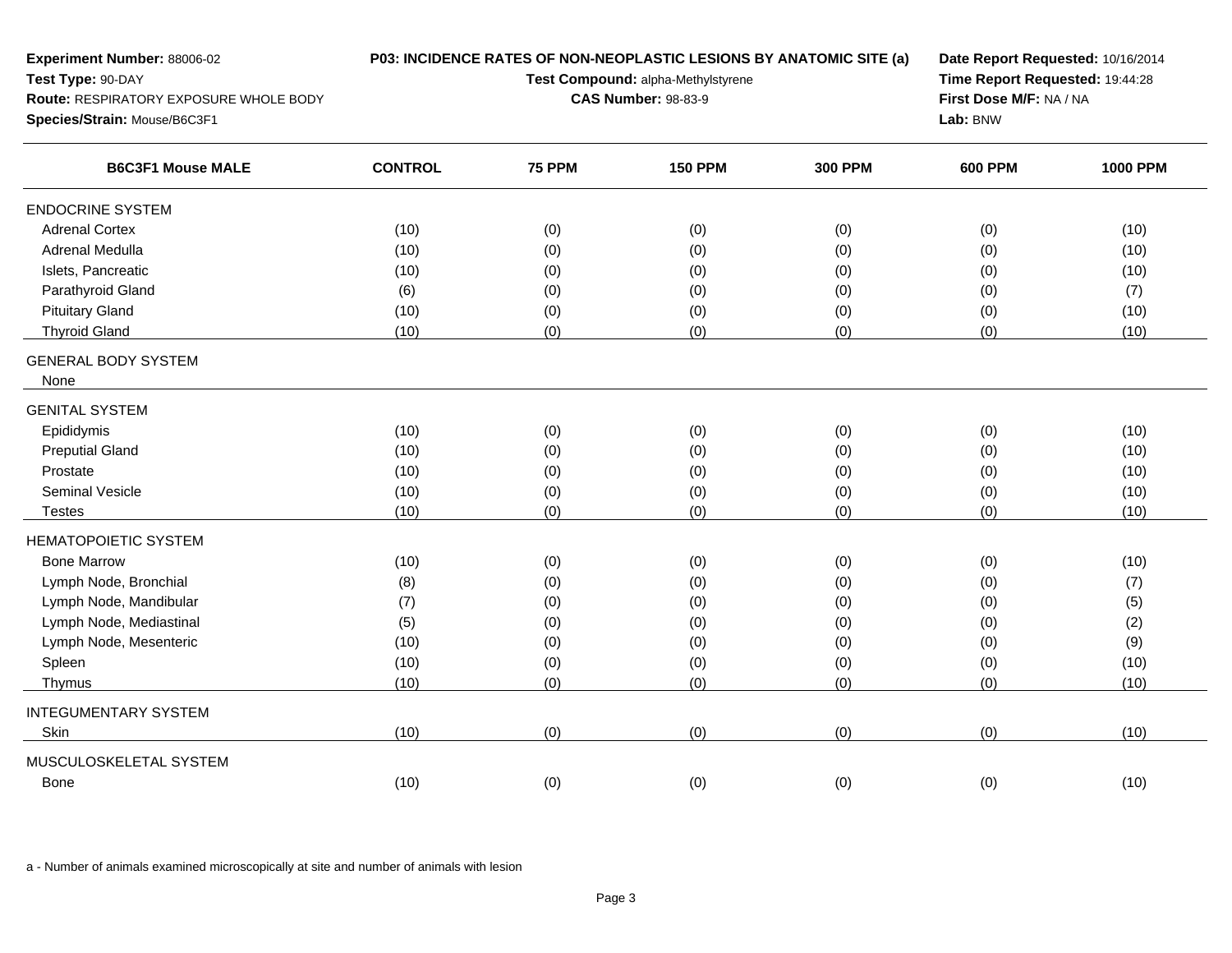**Experiment Number:** 88006-02
**Test Type:** 90-DAY
**Route:** RESPIRATORY EXPOSURE WHOLE BODY
**Species/Strain:** Mouse/B6C3F1

**P03: INCIDENCE RATES OF NON-NEOPLASTIC LESIONS BY ANATOMIC SITE (a)**
**Test Compound:** alpha-Methylstyrene
**CAS Number:** 98-83-9

**Date Report Requested:** 10/16/2014
**Time Report Requested:** 19:44:28
**First Dose M/F:** NA / NA
**Lab:** BNW

| B6C3F1 Mouse MALE | CONTROL | 75 PPM | 150 PPM | 300 PPM | 600 PPM | 1000 PPM |
|---|---|---|---|---|---|---|
| ENDOCRINE SYSTEM | | | | | | |
| Adrenal Cortex | (10) | (0) | (0) | (0) | (0) | (10) |
| Adrenal Medulla | (10) | (0) | (0) | (0) | (0) | (10) |
| Islets, Pancreatic | (10) | (0) | (0) | (0) | (0) | (10) |
| Parathyroid Gland | (6) | (0) | (0) | (0) | (0) | (7) |
| Pituitary Gland | (10) | (0) | (0) | (0) | (0) | (10) |
| Thyroid Gland | (10) | (0) | (0) | (0) | (0) | (10) |
| GENERAL BODY SYSTEM | | | | | | |
| None | | | | | | |
| GENITAL SYSTEM | | | | | | |
| Epididymis | (10) | (0) | (0) | (0) | (0) | (10) |
| Preputial Gland | (10) | (0) | (0) | (0) | (0) | (10) |
| Prostate | (10) | (0) | (0) | (0) | (0) | (10) |
| Seminal Vesicle | (10) | (0) | (0) | (0) | (0) | (10) |
| Testes | (10) | (0) | (0) | (0) | (0) | (10) |
| HEMATOPOIETIC SYSTEM | | | | | | |
| Bone Marrow | (10) | (0) | (0) | (0) | (0) | (10) |
| Lymph Node, Bronchial | (8) | (0) | (0) | (0) | (0) | (7) |
| Lymph Node, Mandibular | (7) | (0) | (0) | (0) | (0) | (5) |
| Lymph Node, Mediastinal | (5) | (0) | (0) | (0) | (0) | (2) |
| Lymph Node, Mesenteric | (10) | (0) | (0) | (0) | (0) | (9) |
| Spleen | (10) | (0) | (0) | (0) | (0) | (10) |
| Thymus | (10) | (0) | (0) | (0) | (0) | (10) |
| INTEGUMENTARY SYSTEM | | | | | | |
| Skin | (10) | (0) | (0) | (0) | (0) | (10) |
| MUSCULOSKELETAL SYSTEM | | | | | | |
| Bone | (10) | (0) | (0) | (0) | (0) | (10) |

a - Number of animals examined microscopically at site and number of animals with lesion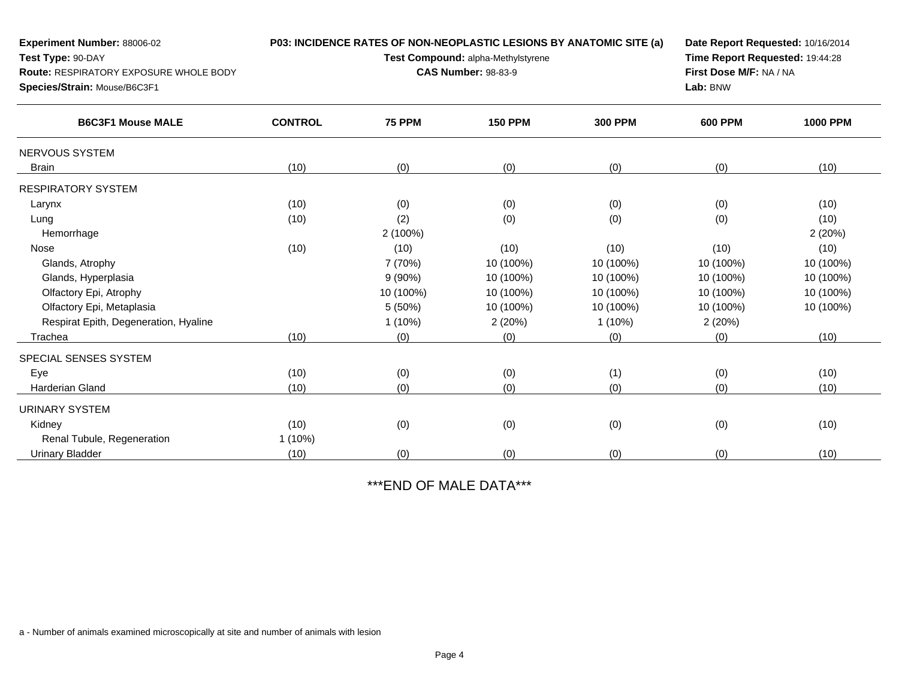**Experiment Number:** 88006-02
**Test Type:** 90-DAY
**Route:** RESPIRATORY EXPOSURE WHOLE BODY
**Species/Strain:** Mouse/B6C3F1

**P03: INCIDENCE RATES OF NON-NEOPLASTIC LESIONS BY ANATOMIC SITE (a)**
**Test Compound:** alpha-Methylstyrene
**CAS Number:** 98-83-9

**Date Report Requested:** 10/16/2014
**Time Report Requested:** 19:44:28
**First Dose M/F:** NA / NA
**Lab:** BNW

| B6C3F1 Mouse MALE | CONTROL | 75 PPM | 150 PPM | 300 PPM | 600 PPM | 1000 PPM |
|---|---|---|---|---|---|---|
| NERVOUS SYSTEM | | | | | | |
| Brain | (10) | (0) | (0) | (0) | (0) | (10) |
| RESPIRATORY SYSTEM | | | | | | |
| Larynx | (10) | (0) | (0) | (0) | (0) | (10) |
| Lung | (10) | (2) | (0) | (0) | (0) | (10) |
| Hemorrhage | | 2 (100%) | | | | 2 (20%) |
| Nose | (10) | (10) | (10) | (10) | (10) | (10) |
| Glands, Atrophy | | 7 (70%) | 10 (100%) | 10 (100%) | 10 (100%) | 10 (100%) |
| Glands, Hyperplasia | | 9 (90%) | 10 (100%) | 10 (100%) | 10 (100%) | 10 (100%) |
| Olfactory Epi, Atrophy | | 10 (100%) | 10 (100%) | 10 (100%) | 10 (100%) | 10 (100%) |
| Olfactory Epi, Metaplasia | | 5 (50%) | 10 (100%) | 10 (100%) | 10 (100%) | 10 (100%) |
| Respirat Epith, Degeneration, Hyaline | | 1 (10%) | 2 (20%) | 1 (10%) | 2 (20%) | |
| Trachea | (10) | (0) | (0) | (0) | (0) | (10) |
| SPECIAL SENSES SYSTEM | | | | | | |
| Eye | (10) | (0) | (0) | (1) | (0) | (10) |
| Harderian Gland | (10) | (0) | (0) | (0) | (0) | (10) |
| URINARY SYSTEM | | | | | | |
| Kidney | (10) | (0) | (0) | (0) | (0) | (10) |
| Renal Tubule, Regeneration | 1 (10%) | | | | | |
| Urinary Bladder | (10) | (0) | (0) | (0) | (0) | (10) |

***END OF MALE DATA***

a - Number of animals examined microscopically at site and number of animals with lesion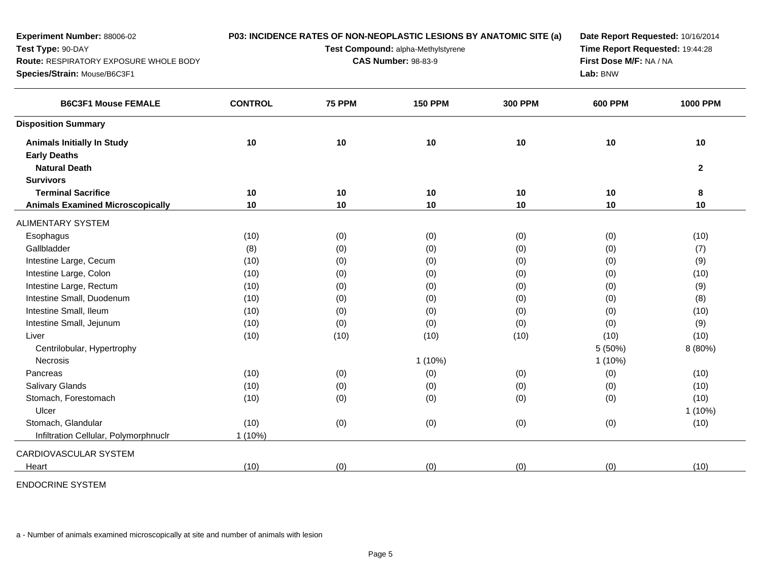**Experiment Number:** 88006-02
**Test Type:** 90-DAY
**Route:** RESPIRATORY EXPOSURE WHOLE BODY
**Species/Strain:** Mouse/B6C3F1

**P03: INCIDENCE RATES OF NON-NEOPLASTIC LESIONS BY ANATOMIC SITE (a)**
**Test Compound:** alpha-Methylstyrene
**CAS Number:** 98-83-9

**Date Report Requested:** 10/16/2014
**Time Report Requested:** 19:44:28
**First Dose M/F:** NA / NA
**Lab:** BNW

| B6C3F1 Mouse FEMALE | CONTROL | 75 PPM | 150 PPM | 300 PPM | 600 PPM | 1000 PPM |
|---|---|---|---|---|---|---|
| **Disposition Summary** | | | | | | |
| **Animals Initially In Study** | **10** | **10** | **10** | **10** | **10** | **10** |
| **Early Deaths** | | | | | | |
| **Natural Death** | | | | | | **2** |
| **Survivors** | | | | | | |
| **Terminal Sacrifice** | **10** | **10** | **10** | **10** | **10** | **8** |
| **Animals Examined Microscopically** | **10** | **10** | **10** | **10** | **10** | **10** |
| ALIMENTARY SYSTEM | | | | | | |
| Esophagus | (10) | (0) | (0) | (0) | (0) | (10) |
| Gallbladder | (8) | (0) | (0) | (0) | (0) | (7) |
| Intestine Large, Cecum | (10) | (0) | (0) | (0) | (0) | (9) |
| Intestine Large, Colon | (10) | (0) | (0) | (0) | (0) | (10) |
| Intestine Large, Rectum | (10) | (0) | (0) | (0) | (0) | (9) |
| Intestine Small, Duodenum | (10) | (0) | (0) | (0) | (0) | (8) |
| Intestine Small, Ileum | (10) | (0) | (0) | (0) | (0) | (10) |
| Intestine Small, Jejunum | (10) | (0) | (0) | (0) | (0) | (9) |
| Liver | (10) | (10) | (10) | (10) | (10) | (10) |
| Centrilobular, Hypertrophy | | | | | 5 (50%) | 8 (80%) |
| Necrosis | | | 1 (10%) | | 1 (10%) | |
| Pancreas | (10) | (0) | (0) | (0) | (0) | (10) |
| Salivary Glands | (10) | (0) | (0) | (0) | (0) | (10) |
| Stomach, Forestomach | (10) | (0) | (0) | (0) | (0) | (10) |
| Ulcer | | | | | | 1 (10%) |
| Stomach, Glandular | (10) | (0) | (0) | (0) | (0) | (10) |
| Infiltration Cellular, Polymorphnuclr | 1 (10%) | | | | | |
| CARDIOVASCULAR SYSTEM | | | | | | |
| Heart | (10) | (0) | (0) | (0) | (0) | (10) |
| ENDOCRINE SYSTEM | | | | | | |

a - Number of animals examined microscopically at site and number of animals with lesion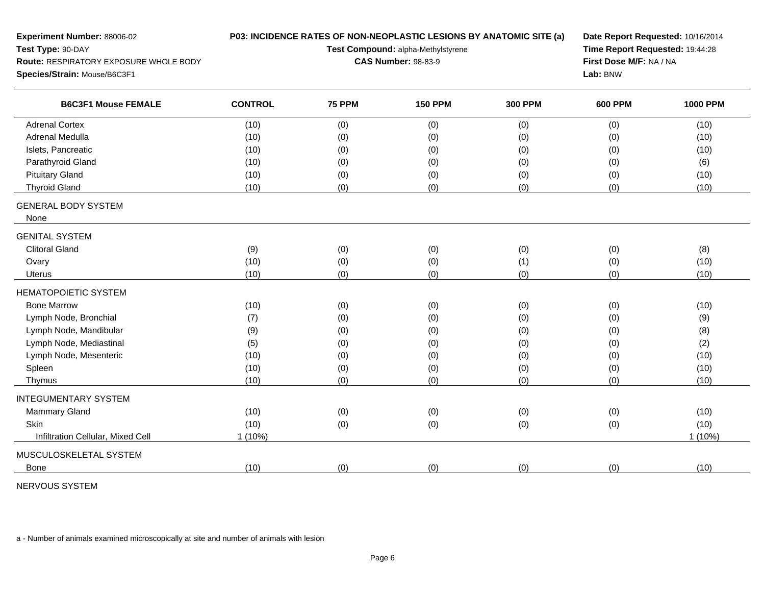**Experiment Number:** 88006-02
**Test Type:** 90-DAY
**Route:** RESPIRATORY EXPOSURE WHOLE BODY
**Species/Strain:** Mouse/B6C3F1

**P03: INCIDENCE RATES OF NON-NEOPLASTIC LESIONS BY ANATOMIC SITE (a)**
**Test Compound:** alpha-Methylstyrene
**CAS Number:** 98-83-9

**Date Report Requested:** 10/16/2014
**Time Report Requested:** 19:44:28
**First Dose M/F:** NA / NA
**Lab:** BNW

| B6C3F1 Mouse FEMALE | CONTROL | 75 PPM | 150 PPM | 300 PPM | 600 PPM | 1000 PPM |
|---|---|---|---|---|---|---|
| Adrenal Cortex | (10) | (0) | (0) | (0) | (0) | (10) |
| Adrenal Medulla | (10) | (0) | (0) | (0) | (0) | (10) |
| Islets, Pancreatic | (10) | (0) | (0) | (0) | (0) | (10) |
| Parathyroid Gland | (10) | (0) | (0) | (0) | (0) | (6) |
| Pituitary Gland | (10) | (0) | (0) | (0) | (0) | (10) |
| Thyroid Gland | (10) | (0) | (0) | (0) | (0) | (10) |
| GENERAL BODY SYSTEM | | | | | | |
| None | | | | | | |
| GENITAL SYSTEM | | | | | | |
| Clitoral Gland | (9) | (0) | (0) | (0) | (0) | (8) |
| Ovary | (10) | (0) | (0) | (1) | (0) | (10) |
| Uterus | (10) | (0) | (0) | (0) | (0) | (10) |
| HEMATOPOIETIC SYSTEM | | | | | | |
| Bone Marrow | (10) | (0) | (0) | (0) | (0) | (10) |
| Lymph Node, Bronchial | (7) | (0) | (0) | (0) | (0) | (9) |
| Lymph Node, Mandibular | (9) | (0) | (0) | (0) | (0) | (8) |
| Lymph Node, Mediastinal | (5) | (0) | (0) | (0) | (0) | (2) |
| Lymph Node, Mesenteric | (10) | (0) | (0) | (0) | (0) | (10) |
| Spleen | (10) | (0) | (0) | (0) | (0) | (10) |
| Thymus | (10) | (0) | (0) | (0) | (0) | (10) |
| INTEGUMENTARY SYSTEM | | | | | | |
| Mammary Gland | (10) | (0) | (0) | (0) | (0) | (10) |
| Skin | (10) | (0) | (0) | (0) | (0) | (10) |
| Infiltration Cellular, Mixed Cell | 1 (10%) | | | | | 1 (10%) |
| MUSCULOSKELETAL SYSTEM | | | | | | |
| Bone | (10) | (0) | (0) | (0) | (0) | (10) |
| NERVOUS SYSTEM | | | | | | |

a - Number of animals examined microscopically at site and number of animals with lesion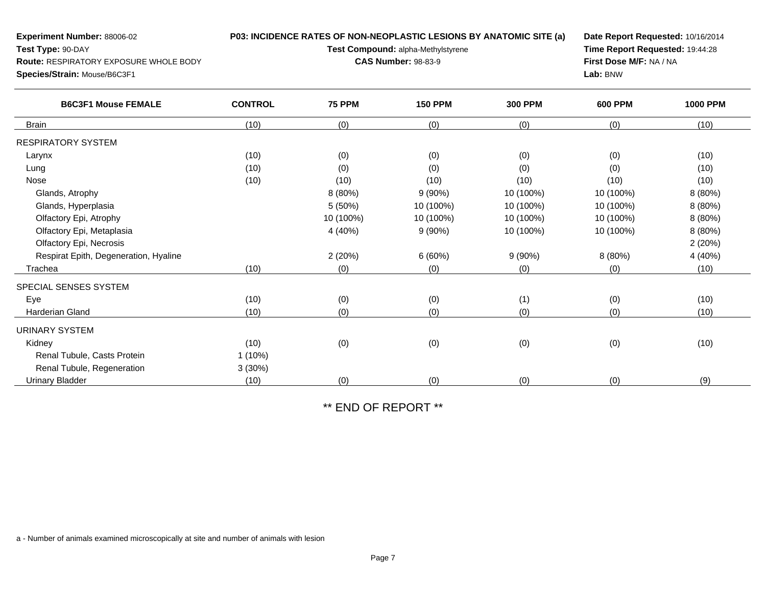**Experiment Number:** 88006-02
**Test Type:** 90-DAY
**Route:** RESPIRATORY EXPOSURE WHOLE BODY
**Species/Strain:** Mouse/B6C3F1

**P03: INCIDENCE RATES OF NON-NEOPLASTIC LESIONS BY ANATOMIC SITE (a)**
**Test Compound:** alpha-Methylstyrene
**CAS Number:** 98-83-9

**Date Report Requested:** 10/16/2014
**Time Report Requested:** 19:44:28
**First Dose M/F:** NA / NA
**Lab:** BNW

| B6C3F1 Mouse FEMALE | CONTROL | 75 PPM | 150 PPM | 300 PPM | 600 PPM | 1000 PPM |
|---|---|---|---|---|---|---|
| Brain | (10) | (0) | (0) | (0) | (0) | (10) |
| RESPIRATORY SYSTEM | | | | | | |
| Larynx | (10) | (0) | (0) | (0) | (0) | (10) |
| Lung | (10) | (0) | (0) | (0) | (0) | (10) |
| Nose | (10) | (10) | (10) | (10) | (10) | (10) |
| Glands, Atrophy | | 8 (80%) | 9 (90%) | 10 (100%) | 10 (100%) | 8 (80%) |
| Glands, Hyperplasia | | 5 (50%) | 10 (100%) | 10 (100%) | 10 (100%) | 8 (80%) |
| Olfactory Epi, Atrophy | | 10 (100%) | 10 (100%) | 10 (100%) | 10 (100%) | 8 (80%) |
| Olfactory Epi, Metaplasia | | 4 (40%) | 9 (90%) | 10 (100%) | 10 (100%) | 8 (80%) |
| Olfactory Epi, Necrosis | | | | | | 2 (20%) |
| Respirat Epith, Degeneration, Hyaline | | 2 (20%) | 6 (60%) | 9 (90%) | 8 (80%) | 4 (40%) |
| Trachea | (10) | (0) | (0) | (0) | (0) | (10) |
| SPECIAL SENSES SYSTEM | | | | | | |
| Eye | (10) | (0) | (0) | (1) | (0) | (10) |
| Harderian Gland | (10) | (0) | (0) | (0) | (0) | (10) |
| URINARY SYSTEM | | | | | | |
| Kidney | (10) | (0) | (0) | (0) | (0) | (10) |
| Renal Tubule, Casts Protein | 1 (10%) | | | | | |
| Renal Tubule, Regeneration | 3 (30%) | | | | | |
| Urinary Bladder | (10) | (0) | (0) | (0) | (0) | (9) |

** END OF REPORT **

a - Number of animals examined microscopically at site and number of animals with lesion